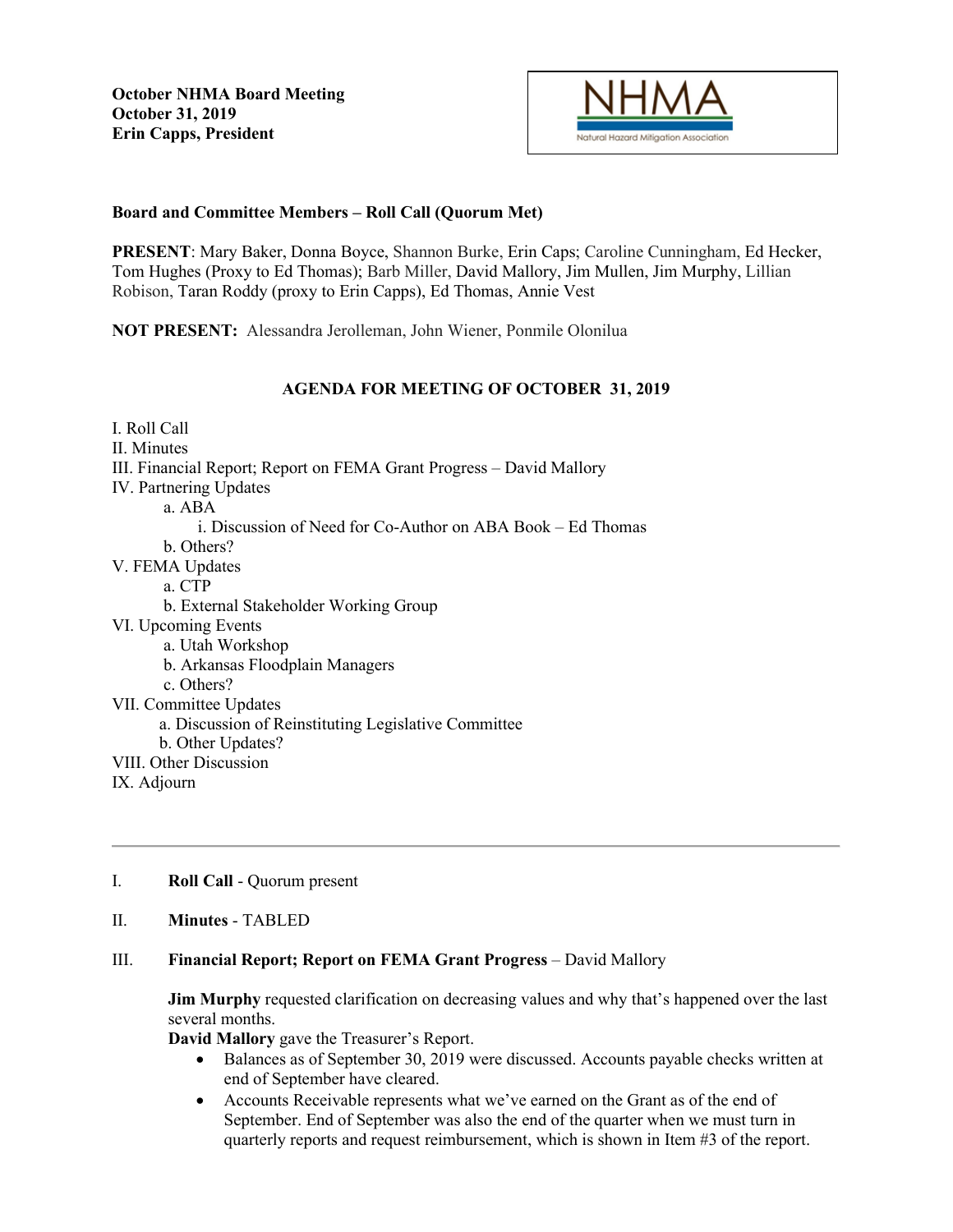**October NHMA Board Meeting**
**October 31, 2019**
**Erin Capps, President**

NHMA
Natural Hazard Mitigation Association

**Board and Committee Members – Roll Call (Quorum Met)**

**PRESENT**: Mary Baker, Donna Boyce, Shannon Burke, Erin Caps; Caroline Cunningham, Ed Hecker, Tom Hughes (Proxy to Ed Thomas); Barb Miller, David Mallory, Jim Mullen, Jim Murphy, Lillian Robison, Taran Roddy (proxy to Erin Capps), Ed Thomas, Annie Vest

**NOT PRESENT:** Alessandra Jerolleman, John Wiener, Ponmile Olonilua

## AGENDA FOR MEETING OF OCTOBER 31, 2019

I. Roll Call
II. Minutes
III. Financial Report; Report on FEMA Grant Progress – David Mallory
IV. Partnering Updates
- a. ABA
  - i. Discussion of Need for Co-Author on ABA Book – Ed Thomas
- b. Others?

V. FEMA Updates
- a. CTP
- b. External Stakeholder Working Group

VI. Upcoming Events
- a. Utah Workshop
- b. Arkansas Floodplain Managers
- c. Others?

VII. Committee Updates
- a. Discussion of Reinstituting Legislative Committee
- b. Other Updates?

VIII. Other Discussion
IX. Adjourn

---

I. **Roll Call** - Quorum present

II. **Minutes** - TABLED

III. **Financial Report; Report on FEMA Grant Progress** – David Mallory

**Jim Murphy** requested clarification on decreasing values and why that's happened over the last several months.
**David Mallory** gave the Treasurer's Report.

- Balances as of September 30, 2019 were discussed. Accounts payable checks written at end of September have cleared.
- Accounts Receivable represents what we've earned on the Grant as of the end of September. End of September was also the end of the quarter when we must turn in quarterly reports and request reimbursement, which is shown in Item #3 of the report.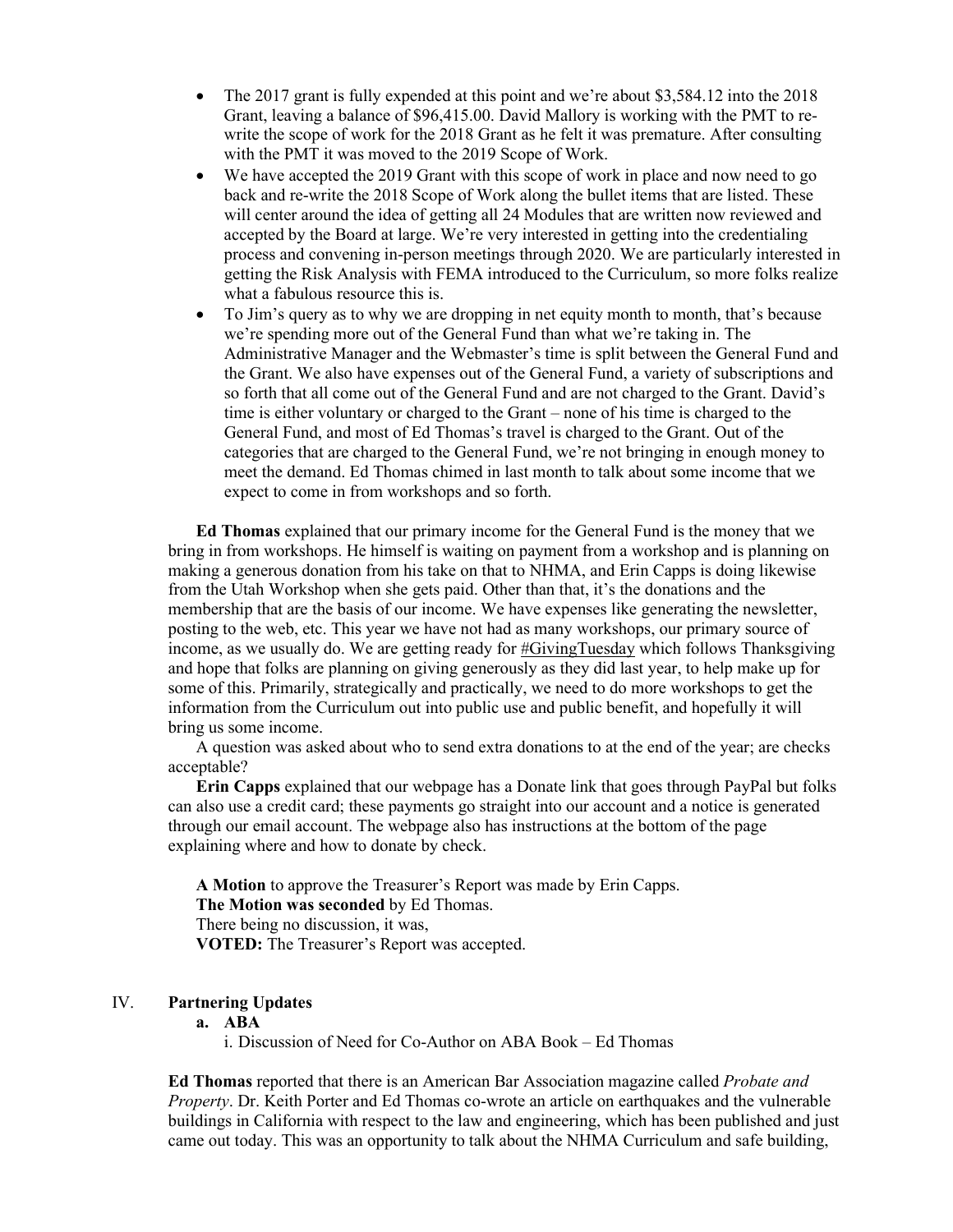- The 2017 grant is fully expended at this point and we're about $3,584.12 into the 2018 Grant, leaving a balance of $96,415.00. David Mallory is working with the PMT to re-write the scope of work for the 2018 Grant as he felt it was premature. After consulting with the PMT it was moved to the 2019 Scope of Work.
- We have accepted the 2019 Grant with this scope of work in place and now need to go back and re-write the 2018 Scope of Work along the bullet items that are listed. These will center around the idea of getting all 24 Modules that are written now reviewed and accepted by the Board at large. We're very interested in getting into the credentialing process and convening in-person meetings through 2020. We are particularly interested in getting the Risk Analysis with FEMA introduced to the Curriculum, so more folks realize what a fabulous resource this is.
- To Jim's query as to why we are dropping in net equity month to month, that's because we're spending more out of the General Fund than what we're taking in. The Administrative Manager and the Webmaster's time is split between the General Fund and the Grant. We also have expenses out of the General Fund, a variety of subscriptions and so forth that all come out of the General Fund and are not charged to the Grant. David's time is either voluntary or charged to the Grant – none of his time is charged to the General Fund, and most of Ed Thomas's travel is charged to the Grant. Out of the categories that are charged to the General Fund, we're not bringing in enough money to meet the demand. Ed Thomas chimed in last month to talk about some income that we expect to come in from workshops and so forth.

**Ed Thomas** explained that our primary income for the General Fund is the money that we bring in from workshops. He himself is waiting on payment from a workshop and is planning on making a generous donation from his take on that to NHMA, and Erin Capps is doing likewise from the Utah Workshop when she gets paid. Other than that, it's the donations and the membership that are the basis of our income. We have expenses like generating the newsletter, posting to the web, etc. This year we have not had as many workshops, our primary source of income, as we usually do. We are getting ready for #GivingTuesday which follows Thanksgiving and hope that folks are planning on giving generously as they did last year, to help make up for some of this. Primarily, strategically and practically, we need to do more workshops to get the information from the Curriculum out into public use and public benefit, and hopefully it will bring us some income.

A question was asked about who to send extra donations to at the end of the year; are checks acceptable?

**Erin Capps** explained that our webpage has a Donate link that goes through PayPal but folks can also use a credit card; these payments go straight into our account and a notice is generated through our email account. The webpage also has instructions at the bottom of the page explaining where and how to donate by check.

**A Motion** to approve the Treasurer's Report was made by Erin Capps.
**The Motion was seconded** by Ed Thomas.
There being no discussion, it was,
**VOTED:** The Treasurer's Report was accepted.

## IV. Partnering Updates

### a. ABA

i. Discussion of Need for Co-Author on ABA Book – Ed Thomas

**Ed Thomas** reported that there is an American Bar Association magazine called *Probate and Property*. Dr. Keith Porter and Ed Thomas co-wrote an article on earthquakes and the vulnerable buildings in California with respect to the law and engineering, which has been published and just came out today. This was an opportunity to talk about the NHMA Curriculum and safe building,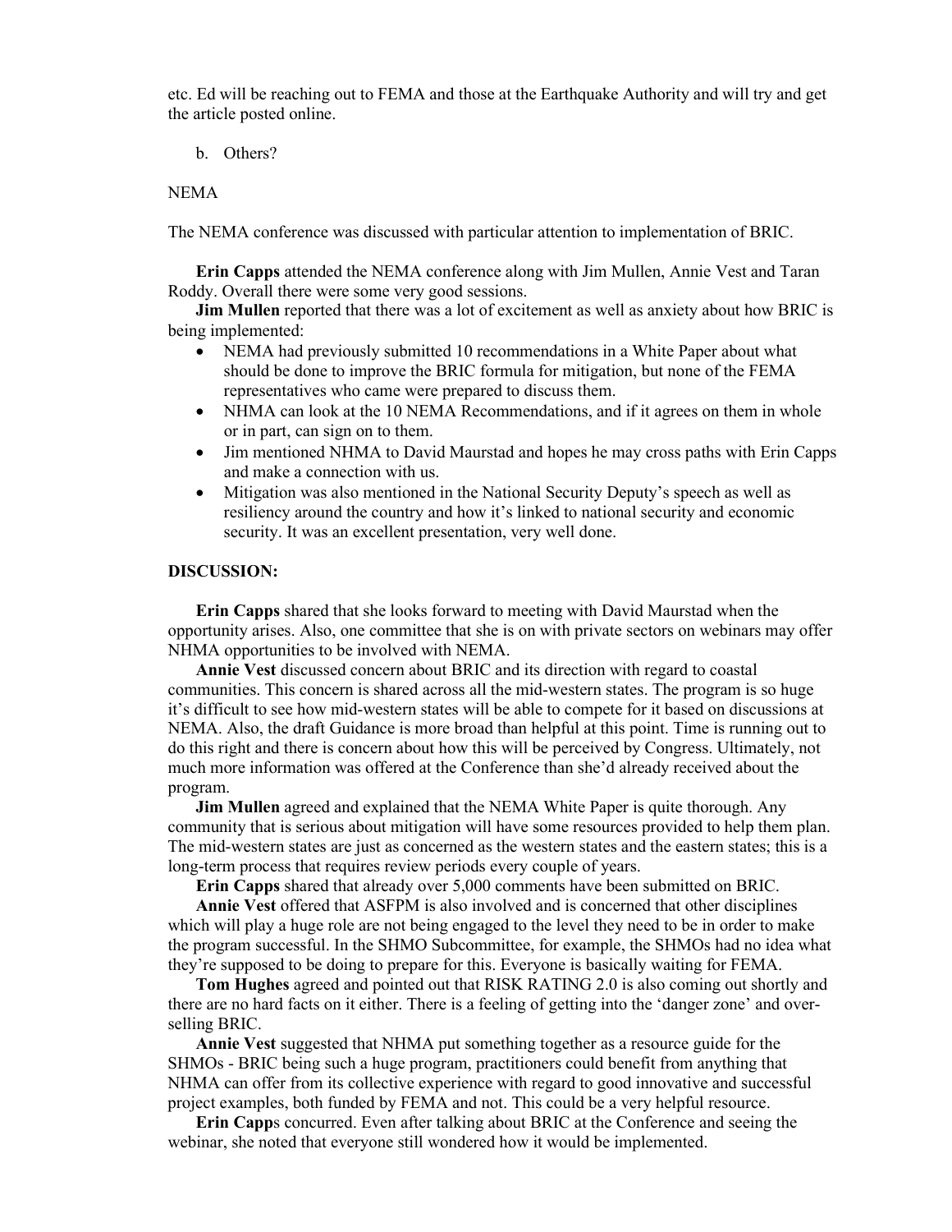etc. Ed will be reaching out to FEMA and those at the Earthquake Authority and will try and get the article posted online.

b. Others?

NEMA

The NEMA conference was discussed with particular attention to implementation of BRIC.

**Erin Capps** attended the NEMA conference along with Jim Mullen, Annie Vest and Taran Roddy. Overall there were some very good sessions.

**Jim Mullen** reported that there was a lot of excitement as well as anxiety about how BRIC is being implemented:

- NEMA had previously submitted 10 recommendations in a White Paper about what should be done to improve the BRIC formula for mitigation, but none of the FEMA representatives who came were prepared to discuss them.
- NHMA can look at the 10 NEMA Recommendations, and if it agrees on them in whole or in part, can sign on to them.
- Jim mentioned NHMA to David Maurstad and hopes he may cross paths with Erin Capps and make a connection with us.
- Mitigation was also mentioned in the National Security Deputy's speech as well as resiliency around the country and how it's linked to national security and economic security. It was an excellent presentation, very well done.

**DISCUSSION:**

**Erin Capps** shared that she looks forward to meeting with David Maurstad when the opportunity arises. Also, one committee that she is on with private sectors on webinars may offer NHMA opportunities to be involved with NEMA.

**Annie Vest** discussed concern about BRIC and its direction with regard to coastal communities. This concern is shared across all the mid-western states. The program is so huge it's difficult to see how mid-western states will be able to compete for it based on discussions at NEMA. Also, the draft Guidance is more broad than helpful at this point. Time is running out to do this right and there is concern about how this will be perceived by Congress. Ultimately, not much more information was offered at the Conference than she'd already received about the program.

**Jim Mullen** agreed and explained that the NEMA White Paper is quite thorough. Any community that is serious about mitigation will have some resources provided to help them plan. The mid-western states are just as concerned as the western states and the eastern states; this is a long-term process that requires review periods every couple of years.

**Erin Capps** shared that already over 5,000 comments have been submitted on BRIC.

**Annie Vest** offered that ASFPM is also involved and is concerned that other disciplines which will play a huge role are not being engaged to the level they need to be in order to make the program successful. In the SHMO Subcommittee, for example, the SHMOs had no idea what they're supposed to be doing to prepare for this. Everyone is basically waiting for FEMA.

**Tom Hughes** agreed and pointed out that RISK RATING 2.0 is also coming out shortly and there are no hard facts on it either. There is a feeling of getting into the 'danger zone' and over-selling BRIC.

**Annie Vest** suggested that NHMA put something together as a resource guide for the SHMOs - BRIC being such a huge program, practitioners could benefit from anything that NHMA can offer from its collective experience with regard to good innovative and successful project examples, both funded by FEMA and not. This could be a very helpful resource.

**Erin Capp**s concurred. Even after talking about BRIC at the Conference and seeing the webinar, she noted that everyone still wondered how it would be implemented.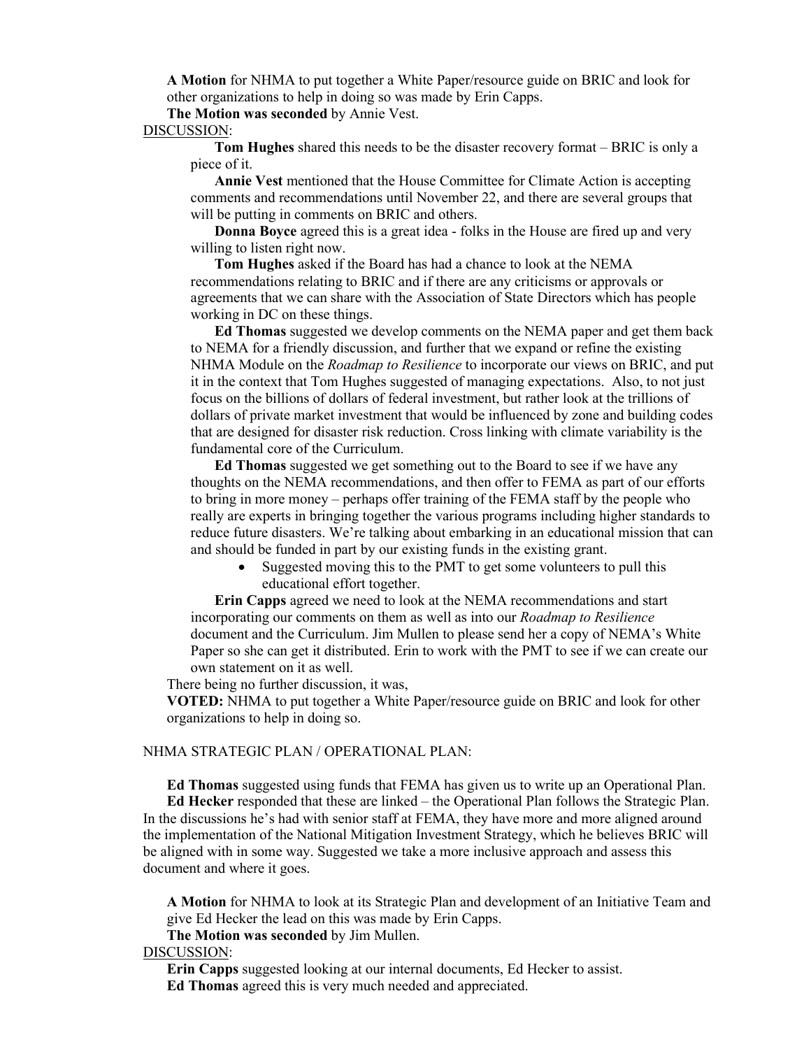**A Motion** for NHMA to put together a White Paper/resource guide on BRIC and look for other organizations to help in doing so was made by Erin Capps.

**The Motion was seconded** by Annie Vest.

DISCUSSION:

**Tom Hughes** shared this needs to be the disaster recovery format – BRIC is only a piece of it.

**Annie Vest** mentioned that the House Committee for Climate Action is accepting comments and recommendations until November 22, and there are several groups that will be putting in comments on BRIC and others.

**Donna Boyce** agreed this is a great idea - folks in the House are fired up and very willing to listen right now.

**Tom Hughes** asked if the Board has had a chance to look at the NEMA recommendations relating to BRIC and if there are any criticisms or approvals or agreements that we can share with the Association of State Directors which has people working in DC on these things.

**Ed Thomas** suggested we develop comments on the NEMA paper and get them back to NEMA for a friendly discussion, and further that we expand or refine the existing NHMA Module on the *Roadmap to Resilience* to incorporate our views on BRIC, and put it in the context that Tom Hughes suggested of managing expectations. Also, to not just focus on the billions of dollars of federal investment, but rather look at the trillions of dollars of private market investment that would be influenced by zone and building codes that are designed for disaster risk reduction. Cross linking with climate variability is the fundamental core of the Curriculum.

**Ed Thomas** suggested we get something out to the Board to see if we have any thoughts on the NEMA recommendations, and then offer to FEMA as part of our efforts to bring in more money – perhaps offer training of the FEMA staff by the people who really are experts in bringing together the various programs including higher standards to reduce future disasters. We're talking about embarking in an educational mission that can and should be funded in part by our existing funds in the existing grant.

- Suggested moving this to the PMT to get some volunteers to pull this educational effort together.

**Erin Capps** agreed we need to look at the NEMA recommendations and start incorporating our comments on them as well as into our *Roadmap to Resilience* document and the Curriculum. Jim Mullen to please send her a copy of NEMA's White Paper so she can get it distributed. Erin to work with the PMT to see if we can create our own statement on it as well.

There being no further discussion, it was,

**VOTED:** NHMA to put together a White Paper/resource guide on BRIC and look for other organizations to help in doing so.

NHMA STRATEGIC PLAN / OPERATIONAL PLAN:

**Ed Thomas** suggested using funds that FEMA has given us to write up an Operational Plan.

**Ed Hecker** responded that these are linked – the Operational Plan follows the Strategic Plan. In the discussions he's had with senior staff at FEMA, they have more and more aligned around the implementation of the National Mitigation Investment Strategy, which he believes BRIC will be aligned with in some way. Suggested we take a more inclusive approach and assess this document and where it goes.

**A Motion** for NHMA to look at its Strategic Plan and development of an Initiative Team and give Ed Hecker the lead on this was made by Erin Capps.

**The Motion was seconded** by Jim Mullen.

DISCUSSION:

**Erin Capps** suggested looking at our internal documents, Ed Hecker to assist.

**Ed Thomas** agreed this is very much needed and appreciated.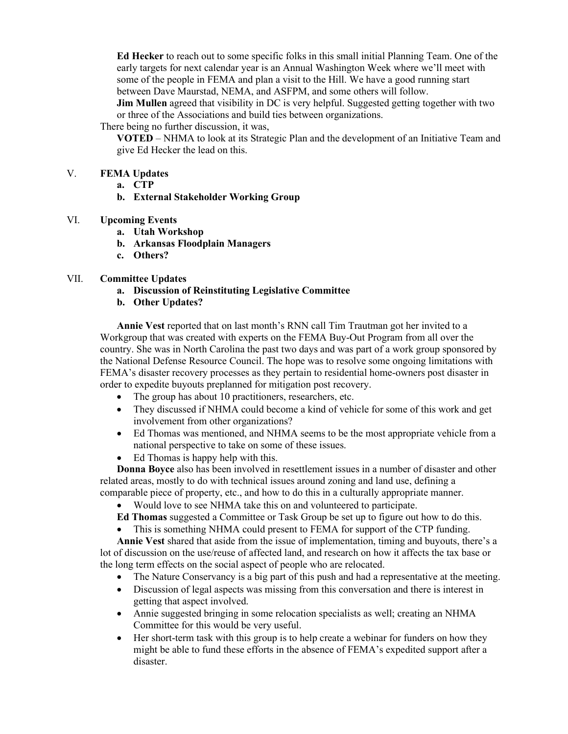**Ed Hecker** to reach out to some specific folks in this small initial Planning Team. One of the early targets for next calendar year is an Annual Washington Week where we'll meet with some of the people in FEMA and plan a visit to the Hill. We have a good running start between Dave Maurstad, NEMA, and ASFPM, and some others will follow.

**Jim Mullen** agreed that visibility in DC is very helpful. Suggested getting together with two or three of the Associations and build ties between organizations.

There being no further discussion, it was,

**VOTED** – NHMA to look at its Strategic Plan and the development of an Initiative Team and give Ed Hecker the lead on this.

V. **FEMA Updates**

   a. **CTP**

   b. **External Stakeholder Working Group**

VI. **Upcoming Events**

   a. **Utah Workshop**

   b. **Arkansas Floodplain Managers**

   c. **Others?**

VII. **Committee Updates**

   a. **Discussion of Reinstituting Legislative Committee**

   b. **Other Updates?**

**Annie Vest** reported that on last month's RNN call Tim Trautman got her invited to a Workgroup that was created with experts on the FEMA Buy-Out Program from all over the country. She was in North Carolina the past two days and was part of a work group sponsored by the National Defense Resource Council. The hope was to resolve some ongoing limitations with FEMA's disaster recovery processes as they pertain to residential home-owners post disaster in order to expedite buyouts preplanned for mitigation post recovery.

- The group has about 10 practitioners, researchers, etc.
- They discussed if NHMA could become a kind of vehicle for some of this work and get involvement from other organizations?
- Ed Thomas was mentioned, and NHMA seems to be the most appropriate vehicle from a national perspective to take on some of these issues.
- Ed Thomas is happy help with this.

**Donna Boyce** also has been involved in resettlement issues in a number of disaster and other related areas, mostly to do with technical issues around zoning and land use, defining a comparable piece of property, etc., and how to do this in a culturally appropriate manner.

- Would love to see NHMA take this on and volunteered to participate.

**Ed Thomas** suggested a Committee or Task Group be set up to figure out how to do this.

- This is something NHMA could present to FEMA for support of the CTP funding.

**Annie Vest** shared that aside from the issue of implementation, timing and buyouts, there's a lot of discussion on the use/reuse of affected land, and research on how it affects the tax base or the long term effects on the social aspect of people who are relocated.

- The Nature Conservancy is a big part of this push and had a representative at the meeting.
- Discussion of legal aspects was missing from this conversation and there is interest in getting that aspect involved.
- Annie suggested bringing in some relocation specialists as well; creating an NHMA Committee for this would be very useful.
- Her short-term task with this group is to help create a webinar for funders on how they might be able to fund these efforts in the absence of FEMA's expedited support after a disaster.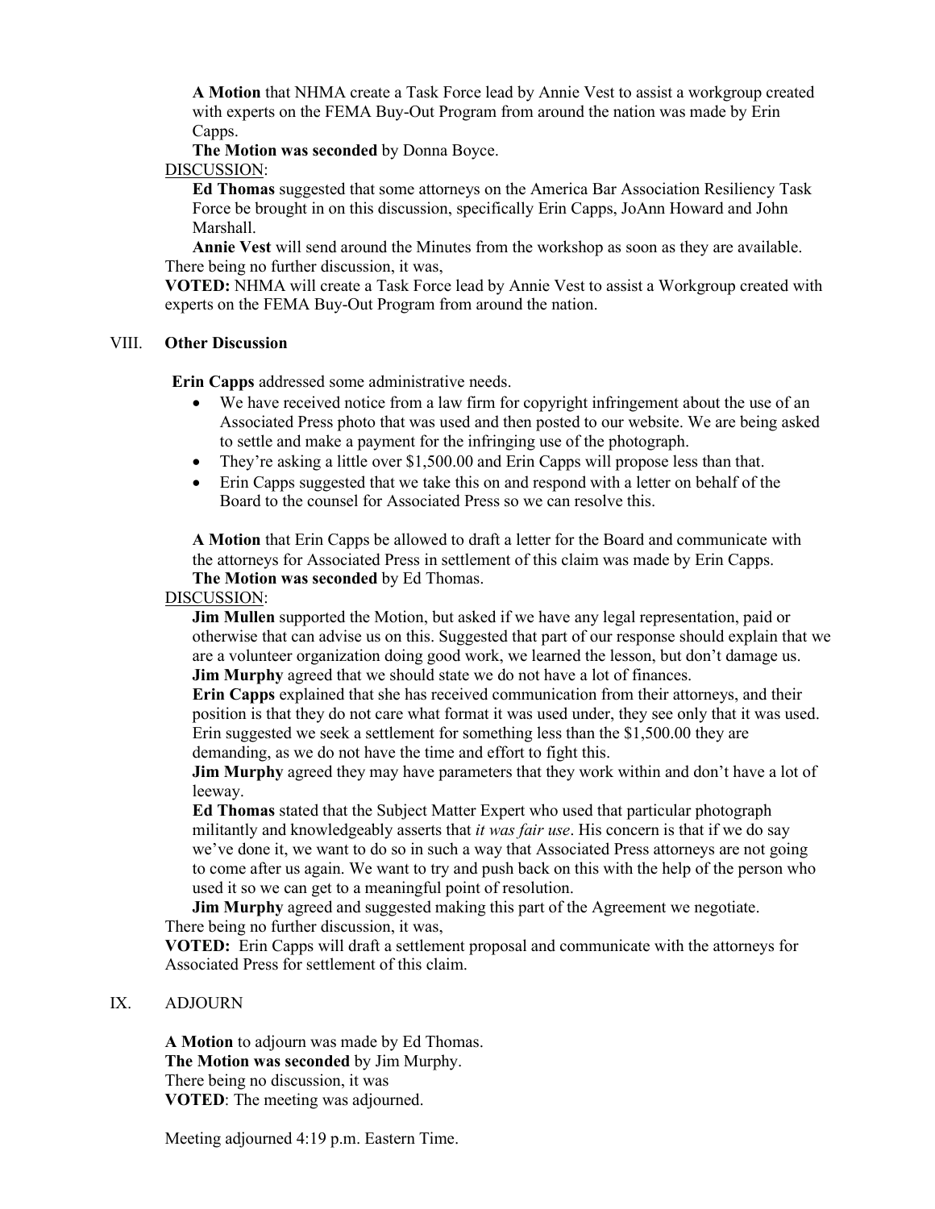**A Motion** that NHMA create a Task Force lead by Annie Vest to assist a workgroup created with experts on the FEMA Buy-Out Program from around the nation was made by Erin Capps.

**The Motion was seconded** by Donna Boyce.

DISCUSSION:

**Ed Thomas** suggested that some attorneys on the America Bar Association Resiliency Task Force be brought in on this discussion, specifically Erin Capps, JoAnn Howard and John Marshall.

**Annie Vest** will send around the Minutes from the workshop as soon as they are available.

There being no further discussion, it was,

**VOTED:** NHMA will create a Task Force lead by Annie Vest to assist a Workgroup created with experts on the FEMA Buy-Out Program from around the nation.

## VIII. Other Discussion

**Erin Capps** addressed some administrative needs.

- We have received notice from a law firm for copyright infringement about the use of an Associated Press photo that was used and then posted to our website. We are being asked to settle and make a payment for the infringing use of the photograph.
- They're asking a little over $1,500.00 and Erin Capps will propose less than that.
- Erin Capps suggested that we take this on and respond with a letter on behalf of the Board to the counsel for Associated Press so we can resolve this.

**A Motion** that Erin Capps be allowed to draft a letter for the Board and communicate with the attorneys for Associated Press in settlement of this claim was made by Erin Capps.

**The Motion was seconded** by Ed Thomas.

DISCUSSION:

**Jim Mullen** supported the Motion, but asked if we have any legal representation, paid or otherwise that can advise us on this. Suggested that part of our response should explain that we are a volunteer organization doing good work, we learned the lesson, but don't damage us.

**Jim Murphy** agreed that we should state we do not have a lot of finances.

**Erin Capps** explained that she has received communication from their attorneys, and their position is that they do not care what format it was used under, they see only that it was used. Erin suggested we seek a settlement for something less than the $1,500.00 they are demanding, as we do not have the time and effort to fight this.

**Jim Murphy** agreed they may have parameters that they work within and don't have a lot of leeway.

**Ed Thomas** stated that the Subject Matter Expert who used that particular photograph militantly and knowledgeably asserts that *it was fair use*. His concern is that if we do say we've done it, we want to do so in such a way that Associated Press attorneys are not going to come after us again. We want to try and push back on this with the help of the person who used it so we can get to a meaningful point of resolution.

**Jim Murphy** agreed and suggested making this part of the Agreement we negotiate.

There being no further discussion, it was,

**VOTED:** Erin Capps will draft a settlement proposal and communicate with the attorneys for Associated Press for settlement of this claim.

## IX. ADJOURN

**A Motion** to adjourn was made by Ed Thomas.

**The Motion was seconded** by Jim Murphy.

There being no discussion, it was

**VOTED**: The meeting was adjourned.

Meeting adjourned 4:19 p.m. Eastern Time.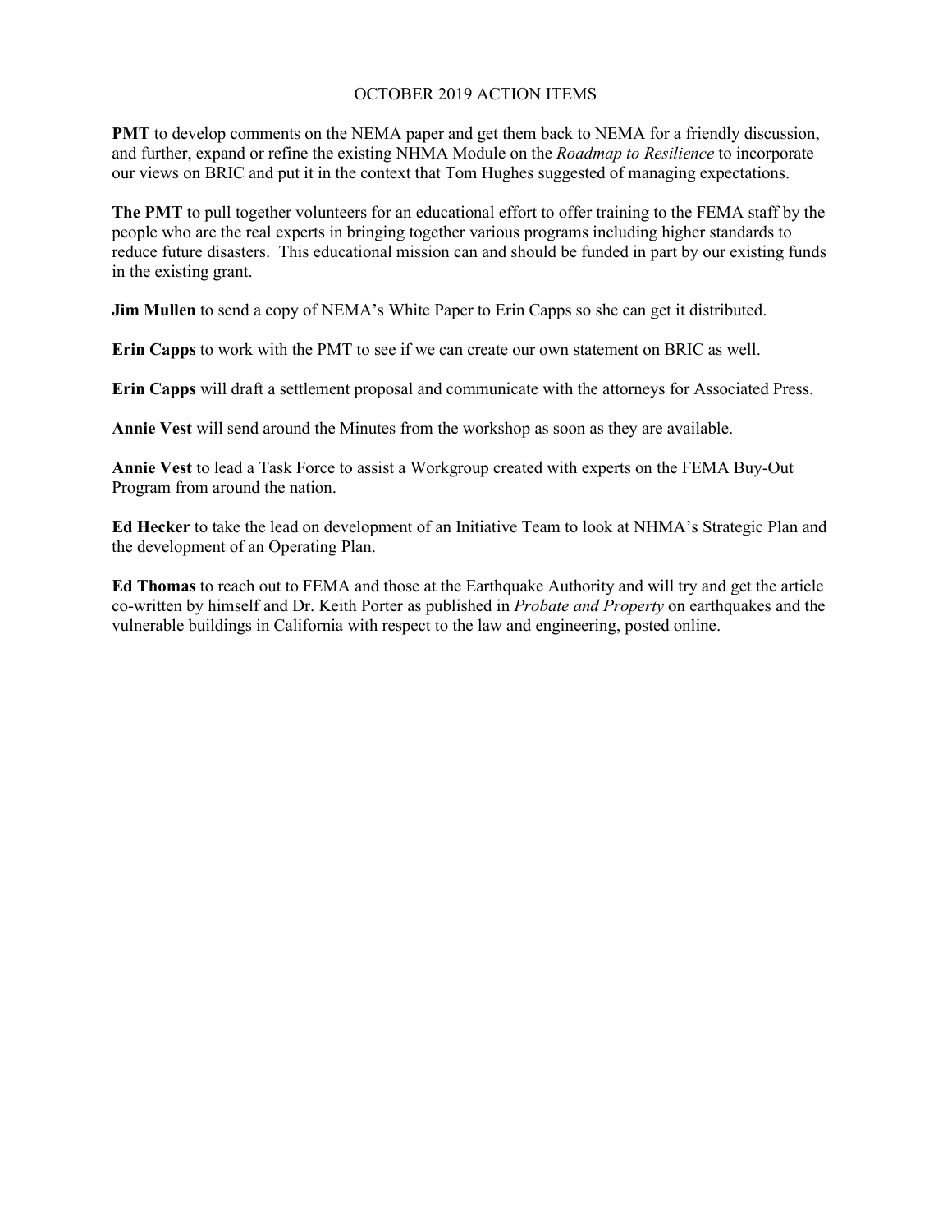OCTOBER 2019 ACTION ITEMS

**PMT** to develop comments on the NEMA paper and get them back to NEMA for a friendly discussion, and further, expand or refine the existing NHMA Module on the *Roadmap to Resilience* to incorporate our views on BRIC and put it in the context that Tom Hughes suggested of managing expectations.

**The PMT** to pull together volunteers for an educational effort to offer training to the FEMA staff by the people who are the real experts in bringing together various programs including higher standards to reduce future disasters. This educational mission can and should be funded in part by our existing funds in the existing grant.

**Jim Mullen** to send a copy of NEMA's White Paper to Erin Capps so she can get it distributed.

**Erin Capps** to work with the PMT to see if we can create our own statement on BRIC as well.

**Erin Capps** will draft a settlement proposal and communicate with the attorneys for Associated Press.

**Annie Vest** will send around the Minutes from the workshop as soon as they are available.

**Annie Vest** to lead a Task Force to assist a Workgroup created with experts on the FEMA Buy-Out Program from around the nation.

**Ed Hecker** to take the lead on development of an Initiative Team to look at NHMA's Strategic Plan and the development of an Operating Plan.

**Ed Thomas** to reach out to FEMA and those at the Earthquake Authority and will try and get the article co-written by himself and Dr. Keith Porter as published in *Probate and Property* on earthquakes and the vulnerable buildings in California with respect to the law and engineering, posted online.